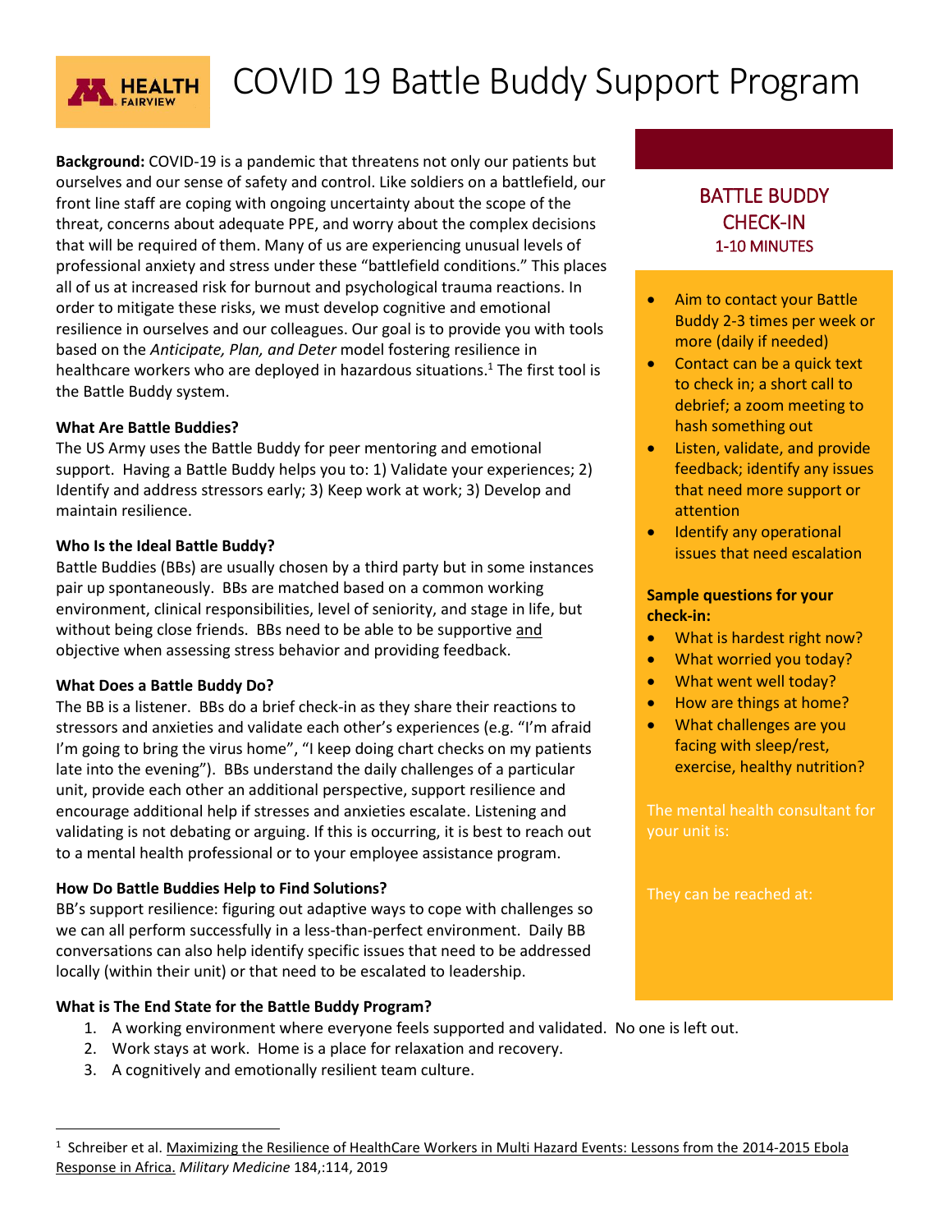# COVID 19 Battle Buddy Support Program

**Background:** COVID-19 is a pandemic that threatens not only our patients but ourselves and our sense of safety and control. Like soldiers on a battlefield, our front line staff are coping with ongoing uncertainty about the scope of the threat, concerns about adequate PPE, and worry about the complex decisions that will be required of them. Many of us are experiencing unusual levels of professional anxiety and stress under these "battlefield conditions." This places all of us at increased risk for burnout and psychological trauma reactions. In order to mitigate these risks, we must develop cognitive and emotional resilience in ourselves and our colleagues. Our goal is to provide you with tools based on the *Anticipate, Plan, and Deter* model fostering resilience in healthcare workers who are deployed in hazardous situations.[1] The first tool is the Battle Buddy system.

**What Are Battle Buddies?**

The US Army uses the Battle Buddy for peer mentoring and emotional support. Having a Battle Buddy helps you to: 1) Validate your experiences; 2) Identify and address stressors early; 3) Keep work at work; 3) Develop and maintain resilience.

**Who Is the Ideal Battle Buddy?**

Battle Buddies (BBs) are usually chosen by a third party but in some instances pair up spontaneously. BBs are matched based on a common working environment, clinical responsibilities, level of seniority, and stage in life, but without being close friends. BBs need to be able to be supportive and objective when assessing stress behavior and providing feedback.

**What Does a Battle Buddy Do?**

The BB is a listener. BBs do a brief check-in as they share their reactions to stressors and anxieties and validate each other's experiences (e.g. "I'm afraid I'm going to bring the virus home", "I keep doing chart checks on my patients late into the evening"). BBs understand the daily challenges of a particular unit, provide each other an additional perspective, support resilience and encourage additional help if stresses and anxieties escalate. Listening and validating is not debating or arguing. If this is occurring, it is best to reach out to a mental health professional or to your employee assistance program.

**How Do Battle Buddies Help to Find Solutions?**

BB's support resilience: figuring out adaptive ways to cope with challenges so we can all perform successfully in a less-than-perfect environment. Daily BB conversations can also help identify specific issues that need to be addressed locally (within their unit) or that need to be escalated to leadership.

**What is The End State for the Battle Buddy Program?**

1. A working environment where everyone feels supported and validated. No one is left out.
2. Work stays at work. Home is a place for relaxation and recovery.
3. A cognitively and emotionally resilient team culture.

## BATTLE BUDDY CHECK-IN
### 1-10 MINUTES

- Aim to contact your Battle Buddy 2-3 times per week or more (daily if needed)
- Contact can be a quick text to check in; a short call to debrief; a zoom meeting to hash something out
- Listen, validate, and provide feedback; identify any issues that need more support or attention
- Identify any operational issues that need escalation

**Sample questions for your check-in:**

- What is hardest right now?
- What worried you today?
- What went well today?
- How are things at home?
- What challenges are you facing with sleep/rest, exercise, healthy nutrition?

The mental health consultant for your unit is:

They can be reached at:

---

[1] Schreiber et al. Maximizing the Resilience of HealthCare Workers in Multi Hazard Events: Lessons from the 2014-2015 Ebola Response in Africa. *Military Medicine* 184,:114, 2019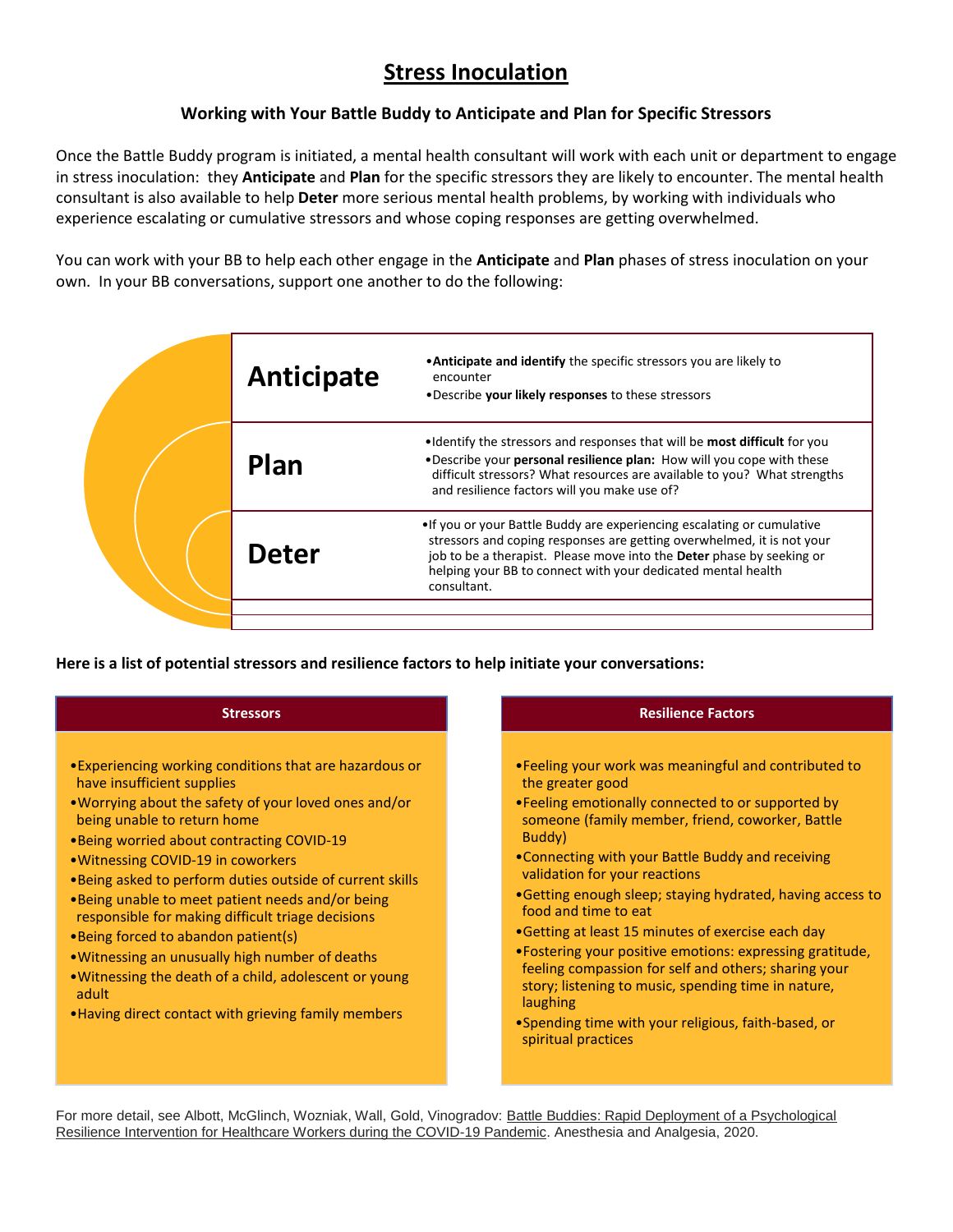# Stress Inoculation

### Working with Your Battle Buddy to Anticipate and Plan for Specific Stressors

Once the Battle Buddy program is initiated, a mental health consultant will work with each unit or department to engage in stress inoculation: they **Anticipate** and **Plan** for the specific stressors they are likely to encounter. The mental health consultant is also available to help **Deter** more serious mental health problems, by working with individuals who experience escalating or cumulative stressors and whose coping responses are getting overwhelmed.

You can work with your BB to help each other engage in the **Anticipate** and **Plan** phases of stress inoculation on your own. In your BB conversations, support one another to do the following:

## Anticipate

- **Anticipate and identify** the specific stressors you are likely to encounter
- Describe **your likely responses** to these stressors

## Plan

- Identify the stressors and responses that will be **most difficult** for you
- Describe your **personal resilience plan:** How will you cope with these difficult stressors? What resources are available to you? What strengths and resilience factors will you make use of?

## Deter

- If you or your Battle Buddy are experiencing escalating or cumulative stressors and coping responses are getting overwhelmed, it is not your job to be a therapist. Please move into the **Deter** phase by seeking or helping your BB to connect with your dedicated mental health consultant.

**Here is a list of potential stressors and resilience factors to help initiate your conversations:**

### Stressors

- Experiencing working conditions that are hazardous or have insufficient supplies
- Worrying about the safety of your loved ones and/or being unable to return home
- Being worried about contracting COVID-19
- Witnessing COVID-19 in coworkers
- Being asked to perform duties outside of current skills
- Being unable to meet patient needs and/or being responsible for making difficult triage decisions
- Being forced to abandon patient(s)
- Witnessing an unusually high number of deaths
- Witnessing the death of a child, adolescent or young adult
- Having direct contact with grieving family members

### Resilience Factors

- Feeling your work was meaningful and contributed to the greater good
- Feeling emotionally connected to or supported by someone (family member, friend, coworker, Battle Buddy)
- Connecting with your Battle Buddy and receiving validation for your reactions
- Getting enough sleep; staying hydrated, having access to food and time to eat
- Getting at least 15 minutes of exercise each day
- Fostering your positive emotions: expressing gratitude, feeling compassion for self and others; sharing your story; listening to music, spending time in nature, laughing
- Spending time with your religious, faith-based, or spiritual practices

For more detail, see Albott, McGlinch, Wozniak, Wall, Gold, Vinogradov: Battle Buddies: Rapid Deployment of a Psychological Resilience Intervention for Healthcare Workers during the COVID-19 Pandemic. Anesthesia and Analgesia, 2020.